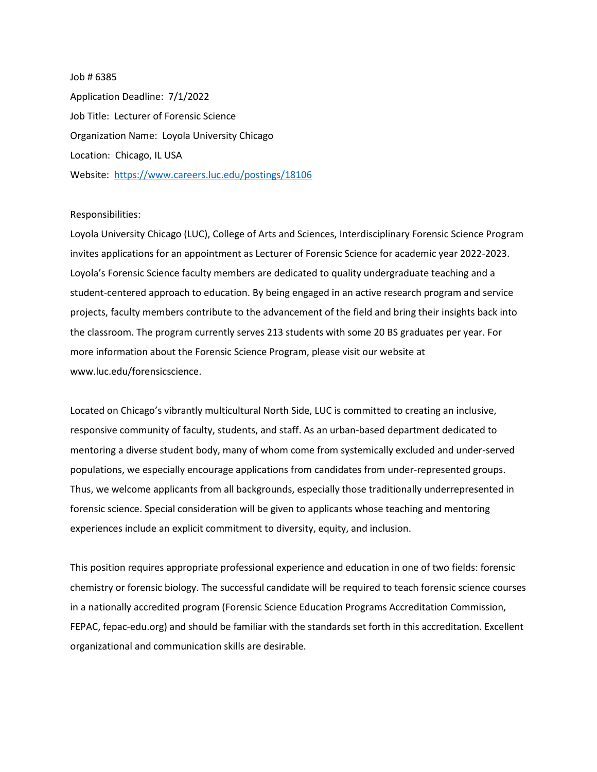Job # 6385

Application Deadline: 7/1/2022

Job Title: Lecturer of Forensic Science

Organization Name: Loyola University Chicago

Location: Chicago, IL USA

Website: [https://www.careers.luc.edu/postings/18106](https://www.careers.luc.edu/postings/18106)

Responsibilities:

Loyola University Chicago (LUC), College of Arts and Sciences, Interdisciplinary Forensic Science Program invites applications for an appointment as Lecturer of Forensic Science for academic year 2022-2023. Loyola's Forensic Science faculty members are dedicated to quality undergraduate teaching and a student-centered approach to education. By being engaged in an active research program and service projects, faculty members contribute to the advancement of the field and bring their insights back into the classroom. The program currently serves 213 students with some 20 BS graduates per year. For more information about the Forensic Science Program, please visit our website at www.luc.edu/forensicscience.

Located on Chicago's vibrantly multicultural North Side, LUC is committed to creating an inclusive, responsive community of faculty, students, and staff. As an urban-based department dedicated to mentoring a diverse student body, many of whom come from systemically excluded and under-served populations, we especially encourage applications from candidates from under-represented groups. Thus, we welcome applicants from all backgrounds, especially those traditionally underrepresented in forensic science. Special consideration will be given to applicants whose teaching and mentoring experiences include an explicit commitment to diversity, equity, and inclusion.

This position requires appropriate professional experience and education in one of two fields: forensic chemistry or forensic biology. The successful candidate will be required to teach forensic science courses in a nationally accredited program (Forensic Science Education Programs Accreditation Commission, FEPAC, fepac-edu.org) and should be familiar with the standards set forth in this accreditation. Excellent organizational and communication skills are desirable.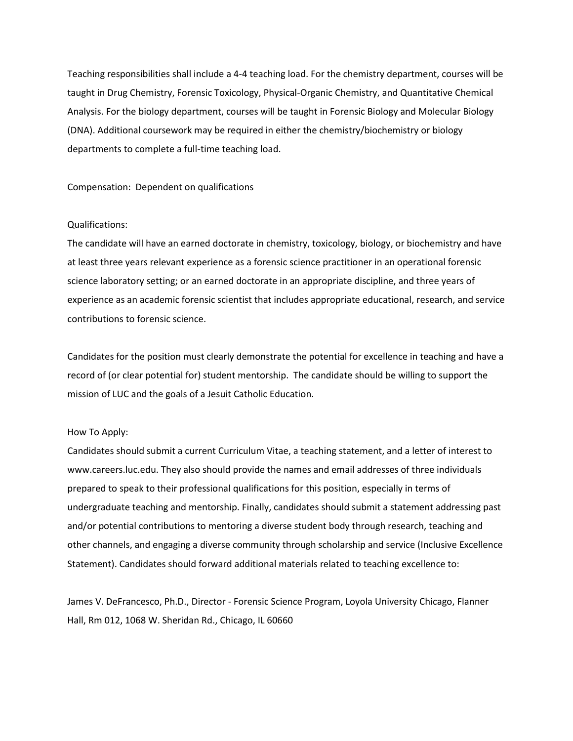Teaching responsibilities shall include a 4-4 teaching load. For the chemistry department, courses will be taught in Drug Chemistry, Forensic Toxicology, Physical-Organic Chemistry, and Quantitative Chemical Analysis. For the biology department, courses will be taught in Forensic Biology and Molecular Biology (DNA). Additional coursework may be required in either the chemistry/biochemistry or biology departments to complete a full-time teaching load.

Compensation: Dependent on qualifications

Qualifications:

The candidate will have an earned doctorate in chemistry, toxicology, biology, or biochemistry and have at least three years relevant experience as a forensic science practitioner in an operational forensic science laboratory setting; or an earned doctorate in an appropriate discipline, and three years of experience as an academic forensic scientist that includes appropriate educational, research, and service contributions to forensic science.

Candidates for the position must clearly demonstrate the potential for excellence in teaching and have a record of (or clear potential for) student mentorship. The candidate should be willing to support the mission of LUC and the goals of a Jesuit Catholic Education.

How To Apply:

Candidates should submit a current Curriculum Vitae, a teaching statement, and a letter of interest to www.careers.luc.edu. They also should provide the names and email addresses of three individuals prepared to speak to their professional qualifications for this position, especially in terms of undergraduate teaching and mentorship. Finally, candidates should submit a statement addressing past and/or potential contributions to mentoring a diverse student body through research, teaching and other channels, and engaging a diverse community through scholarship and service (Inclusive Excellence Statement). Candidates should forward additional materials related to teaching excellence to:

James V. DeFrancesco, Ph.D., Director - Forensic Science Program, Loyola University Chicago, Flanner Hall, Rm 012, 1068 W. Sheridan Rd., Chicago, IL 60660